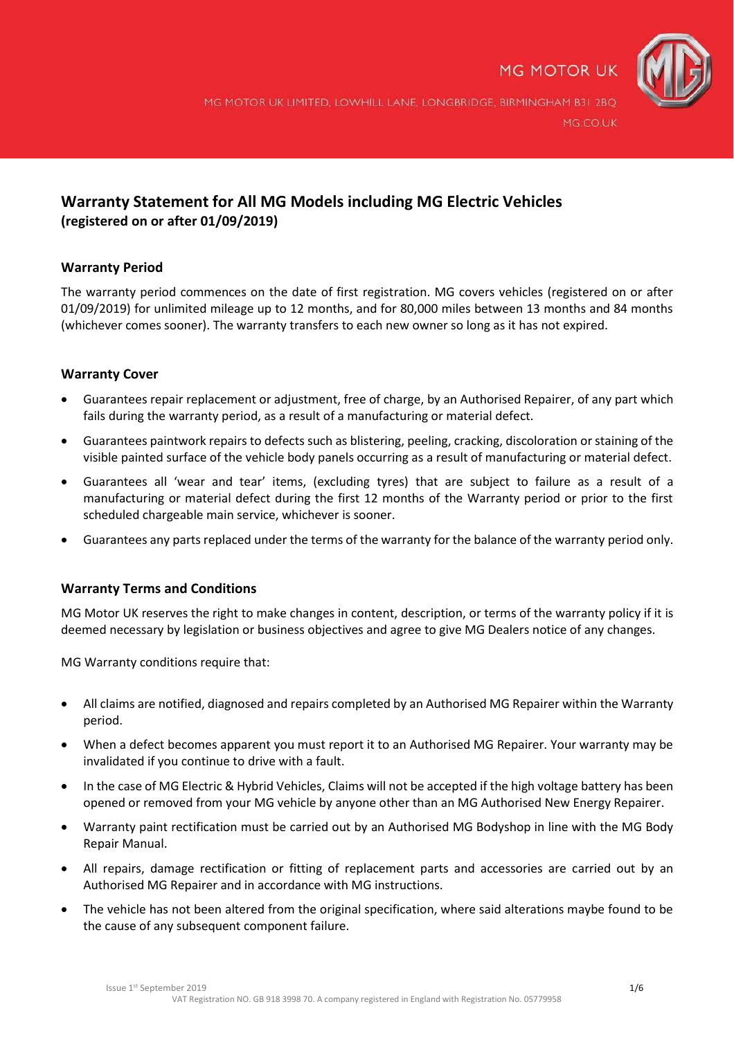MG MOTOR UK

MG MOTOR UK LIMITED, LOWHILL LANE, LONGBRIDGE, BIRMINGHAM B31 2BQ

MG.CO.UK

# Warranty Statement for All MG Models including MG Electric Vehicles
**(registered on or after 01/09/2019)**

## Warranty Period

The warranty period commences on the date of first registration. MG covers vehicles (registered on or after 01/09/2019) for unlimited mileage up to 12 months, and for 80,000 miles between 13 months and 84 months (whichever comes sooner). The warranty transfers to each new owner so long as it has not expired.

## Warranty Cover

- Guarantees repair replacement or adjustment, free of charge, by an Authorised Repairer, of any part which fails during the warranty period, as a result of a manufacturing or material defect.
- Guarantees paintwork repairs to defects such as blistering, peeling, cracking, discoloration or staining of the visible painted surface of the vehicle body panels occurring as a result of manufacturing or material defect.
- Guarantees all 'wear and tear' items, (excluding tyres) that are subject to failure as a result of a manufacturing or material defect during the first 12 months of the Warranty period or prior to the first scheduled chargeable main service, whichever is sooner.
- Guarantees any parts replaced under the terms of the warranty for the balance of the warranty period only.

## Warranty Terms and Conditions

MG Motor UK reserves the right to make changes in content, description, or terms of the warranty policy if it is deemed necessary by legislation or business objectives and agree to give MG Dealers notice of any changes.

MG Warranty conditions require that:

- All claims are notified, diagnosed and repairs completed by an Authorised MG Repairer within the Warranty period.
- When a defect becomes apparent you must report it to an Authorised MG Repairer. Your warranty may be invalidated if you continue to drive with a fault.
- In the case of MG Electric & Hybrid Vehicles, Claims will not be accepted if the high voltage battery has been opened or removed from your MG vehicle by anyone other than an MG Authorised New Energy Repairer.
- Warranty paint rectification must be carried out by an Authorised MG Bodyshop in line with the MG Body Repair Manual.
- All repairs, damage rectification or fitting of replacement parts and accessories are carried out by an Authorised MG Repairer and in accordance with MG instructions.
- The vehicle has not been altered from the original specification, where said alterations maybe found to be the cause of any subsequent component failure.

Issue 1st September 2019

VAT Registration NO. GB 918 3998 70. A company registered in England with Registration No. 05779958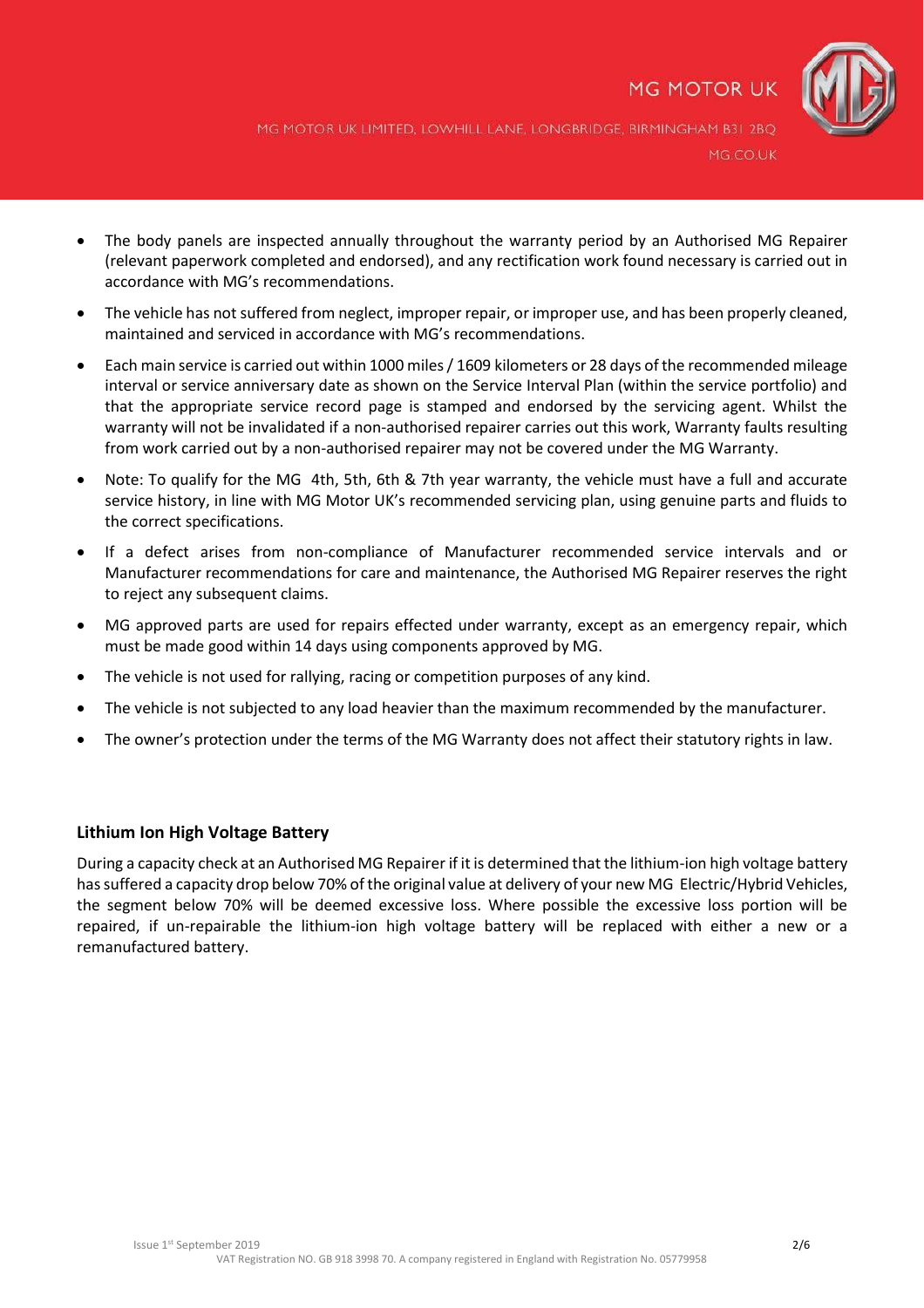- The body panels are inspected annually throughout the warranty period by an Authorised MG Repairer (relevant paperwork completed and endorsed), and any rectification work found necessary is carried out in accordance with MG's recommendations.
- The vehicle has not suffered from neglect, improper repair, or improper use, and has been properly cleaned, maintained and serviced in accordance with MG's recommendations.
- Each main service is carried out within 1000 miles / 1609 kilometers or 28 days of the recommended mileage interval or service anniversary date as shown on the Service Interval Plan (within the service portfolio) and that the appropriate service record page is stamped and endorsed by the servicing agent. Whilst the warranty will not be invalidated if a non-authorised repairer carries out this work, Warranty faults resulting from work carried out by a non-authorised repairer may not be covered under the MG Warranty.
- Note: To qualify for the MG 4th, 5th, 6th & 7th year warranty, the vehicle must have a full and accurate service history, in line with MG Motor UK's recommended servicing plan, using genuine parts and fluids to the correct specifications.
- If a defect arises from non-compliance of Manufacturer recommended service intervals and or Manufacturer recommendations for care and maintenance, the Authorised MG Repairer reserves the right to reject any subsequent claims.
- MG approved parts are used for repairs effected under warranty, except as an emergency repair, which must be made good within 14 days using components approved by MG.
- The vehicle is not used for rallying, racing or competition purposes of any kind.
- The vehicle is not subjected to any load heavier than the maximum recommended by the manufacturer.
- The owner's protection under the terms of the MG Warranty does not affect their statutory rights in law.

**Lithium Ion High Voltage Battery**

During a capacity check at an Authorised MG Repairer if it is determined that the lithium-ion high voltage battery has suffered a capacity drop below 70% of the original value at delivery of your new MG Electric/Hybrid Vehicles, the segment below 70% will be deemed excessive loss. Where possible the excessive loss portion will be repaired, if un-repairable the lithium-ion high voltage battery will be replaced with either a new or a remanufactured battery.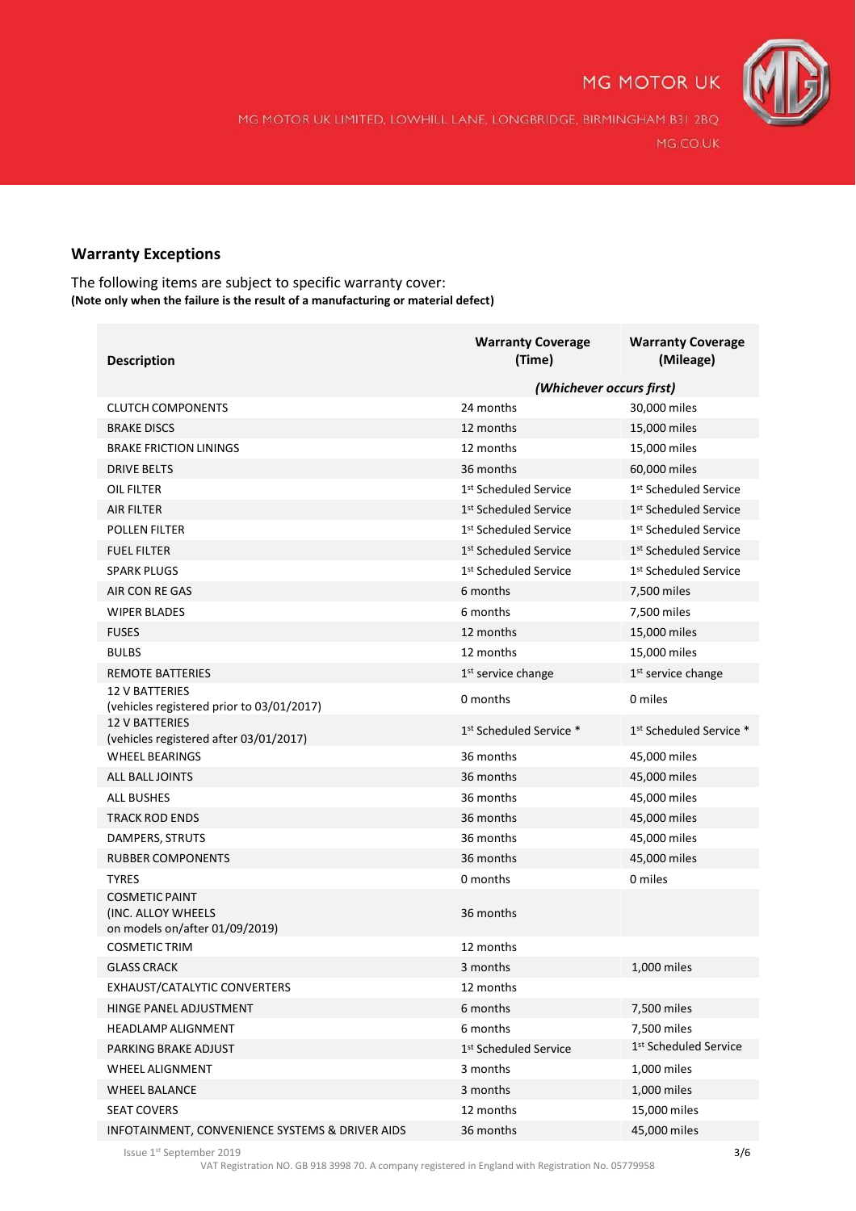## Warranty Exceptions

The following items are subject to specific warranty cover:
**(Note only when the failure is the result of a manufacturing or material defect)**

| Description | Warranty Coverage (Time) | Warranty Coverage (Mileage) |
|---|---|---|
| | *(Whichever occurs first)* | |
| CLUTCH COMPONENTS | 24 months | 30,000 miles |
| BRAKE DISCS | 12 months | 15,000 miles |
| BRAKE FRICTION LININGS | 12 months | 15,000 miles |
| DRIVE BELTS | 36 months | 60,000 miles |
| OIL FILTER | 1st Scheduled Service | 1st Scheduled Service |
| AIR FILTER | 1st Scheduled Service | 1st Scheduled Service |
| POLLEN FILTER | 1st Scheduled Service | 1st Scheduled Service |
| FUEL FILTER | 1st Scheduled Service | 1st Scheduled Service |
| SPARK PLUGS | 1st Scheduled Service | 1st Scheduled Service |
| AIR CON RE GAS | 6 months | 7,500 miles |
| WIPER BLADES | 6 months | 7,500 miles |
| FUSES | 12 months | 15,000 miles |
| BULBS | 12 months | 15,000 miles |
| REMOTE BATTERIES | 1st service change | 1st service change |
| 12 V BATTERIES (vehicles registered prior to 03/01/2017) | 0 months | 0 miles |
| 12 V BATTERIES (vehicles registered after 03/01/2017) | 1st Scheduled Service * | 1st Scheduled Service * |
| WHEEL BEARINGS | 36 months | 45,000 miles |
| ALL BALL JOINTS | 36 months | 45,000 miles |
| ALL BUSHES | 36 months | 45,000 miles |
| TRACK ROD ENDS | 36 months | 45,000 miles |
| DAMPERS, STRUTS | 36 months | 45,000 miles |
| RUBBER COMPONENTS | 36 months | 45,000 miles |
| TYRES | 0 months | 0 miles |
| COSMETIC PAINT (INC. ALLOY WHEELS on models on/after 01/09/2019) | 36 months | |
| COSMETIC TRIM | 12 months | |
| GLASS CRACK | 3 months | 1,000 miles |
| EXHAUST/CATALYTIC CONVERTERS | 12 months | |
| HINGE PANEL ADJUSTMENT | 6 months | 7,500 miles |
| HEADLAMP ALIGNMENT | 6 months | 7,500 miles |
| PARKING BRAKE ADJUST | 1st Scheduled Service | 1st Scheduled Service |
| WHEEL ALIGNMENT | 3 months | 1,000 miles |
| WHEEL BALANCE | 3 months | 1,000 miles |
| SEAT COVERS | 12 months | 15,000 miles |
| INFOTAINMENT, CONVENIENCE SYSTEMS & DRIVER AIDS | 36 months | 45,000 miles |

Issue 1st September 2019

VAT Registration NO. GB 918 3998 70. A company registered in England with Registration No. 05779958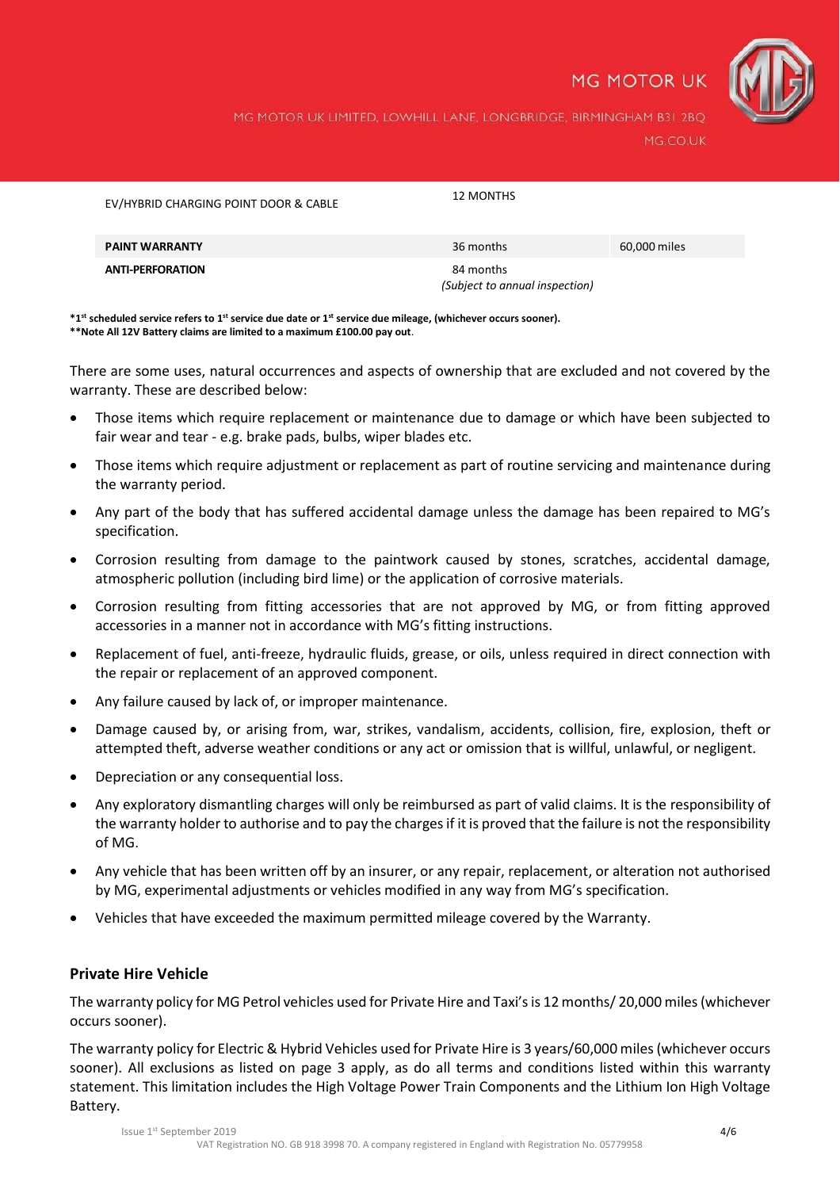| | | |
|---|---|---|
| EV/HYBRID CHARGING POINT DOOR & CABLE | 12 MONTHS | |
| **PAINT WARRANTY** | 36 months | 60,000 miles |
| **ANTI-PERFORATION** | 84 months *(Subject to annual inspection)* | |

**\*1[st] scheduled service refers to 1[st] service due date or 1[st] service due mileage, (whichever occurs sooner).**
**\*\*Note All 12V Battery claims are limited to a maximum £100.00 pay out**.

There are some uses, natural occurrences and aspects of ownership that are excluded and not covered by the warranty. These are described below:

- Those items which require replacement or maintenance due to damage or which have been subjected to fair wear and tear - e.g. brake pads, bulbs, wiper blades etc.
- Those items which require adjustment or replacement as part of routine servicing and maintenance during the warranty period.
- Any part of the body that has suffered accidental damage unless the damage has been repaired to MG's specification.
- Corrosion resulting from damage to the paintwork caused by stones, scratches, accidental damage, atmospheric pollution (including bird lime) or the application of corrosive materials.
- Corrosion resulting from fitting accessories that are not approved by MG, or from fitting approved accessories in a manner not in accordance with MG's fitting instructions.
- Replacement of fuel, anti-freeze, hydraulic fluids, grease, or oils, unless required in direct connection with the repair or replacement of an approved component.
- Any failure caused by lack of, or improper maintenance.
- Damage caused by, or arising from, war, strikes, vandalism, accidents, collision, fire, explosion, theft or attempted theft, adverse weather conditions or any act or omission that is willful, unlawful, or negligent.
- Depreciation or any consequential loss.
- Any exploratory dismantling charges will only be reimbursed as part of valid claims. It is the responsibility of the warranty holder to authorise and to pay the charges if it is proved that the failure is not the responsibility of MG.
- Any vehicle that has been written off by an insurer, or any repair, replacement, or alteration not authorised by MG, experimental adjustments or vehicles modified in any way from MG's specification.
- Vehicles that have exceeded the maximum permitted mileage covered by the Warranty.

### Private Hire Vehicle

The warranty policy for MG Petrol vehicles used for Private Hire and Taxi's is 12 months/ 20,000 miles (whichever occurs sooner).

The warranty policy for Electric & Hybrid Vehicles used for Private Hire is 3 years/60,000 miles (whichever occurs sooner). All exclusions as listed on page 3 apply, as do all terms and conditions listed within this warranty statement. This limitation includes the High Voltage Power Train Components and the Lithium Ion High Voltage Battery.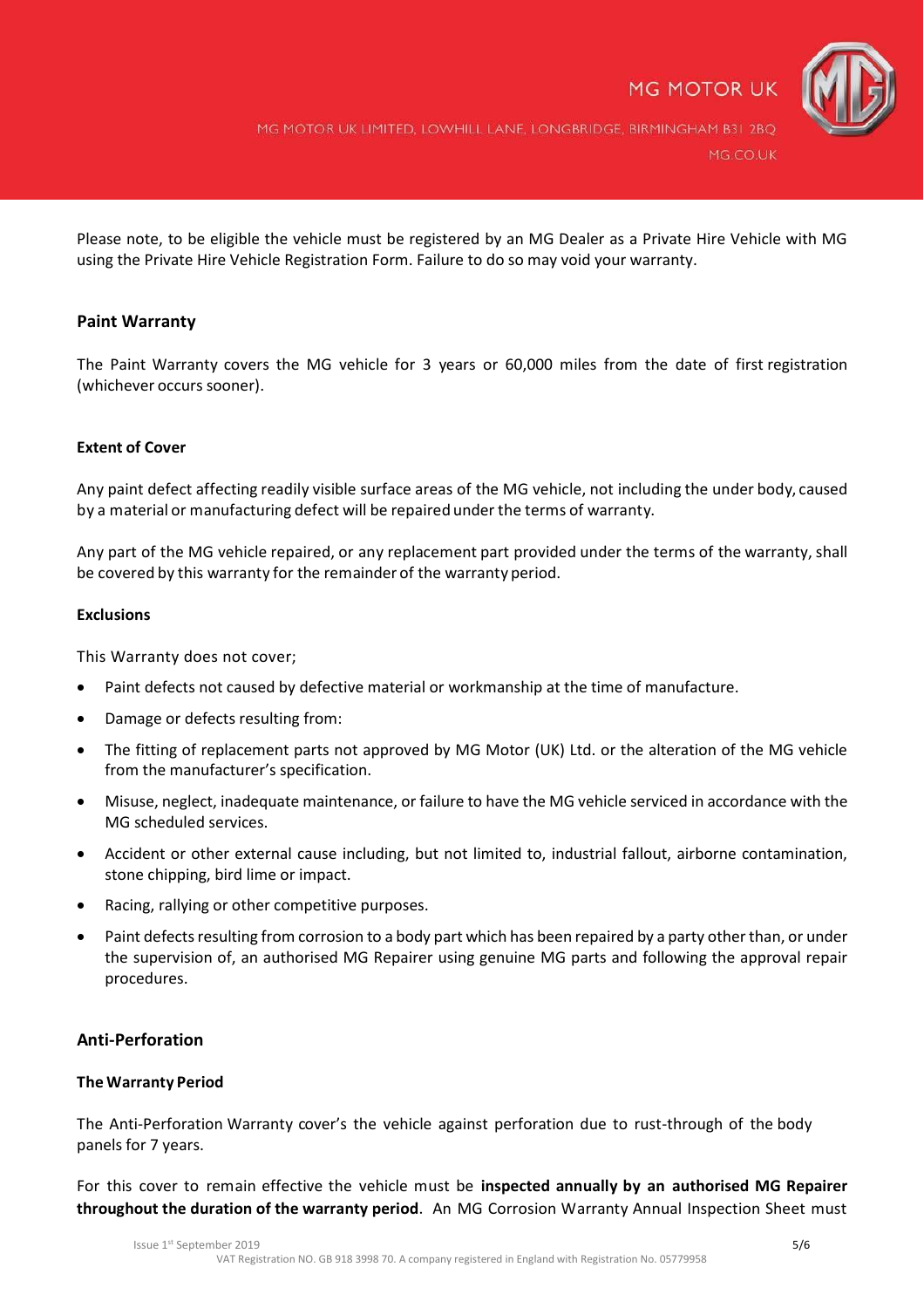Please note, to be eligible the vehicle must be registered by an MG Dealer as a Private Hire Vehicle with MG using the Private Hire Vehicle Registration Form. Failure to do so may void your warranty.

## Paint Warranty

The Paint Warranty covers the MG vehicle for 3 years or 60,000 miles from the date of first registration (whichever occurs sooner).

### Extent of Cover

Any paint defect affecting readily visible surface areas of the MG vehicle, not including the under body, caused by a material or manufacturing defect will be repaired under the terms of warranty.

Any part of the MG vehicle repaired, or any replacement part provided under the terms of the warranty, shall be covered by this warranty for the remainder of the warranty period.

### Exclusions

This Warranty does not cover;

- Paint defects not caused by defective material or workmanship at the time of manufacture.
- Damage or defects resulting from:
- The fitting of replacement parts not approved by MG Motor (UK) Ltd. or the alteration of the MG vehicle from the manufacturer's specification.
- Misuse, neglect, inadequate maintenance, or failure to have the MG vehicle serviced in accordance with the MG scheduled services.
- Accident or other external cause including, but not limited to, industrial fallout, airborne contamination, stone chipping, bird lime or impact.
- Racing, rallying or other competitive purposes.
- Paint defects resulting from corrosion to a body part which has been repaired by a party other than, or under the supervision of, an authorised MG Repairer using genuine MG parts and following the approval repair procedures.

## Anti-Perforation

### The Warranty Period

The Anti-Perforation Warranty cover's the vehicle against perforation due to rust-through of the body panels for 7 years.

For this cover to remain effective the vehicle must be **inspected annually by an authorised MG Repairer throughout the duration of the warranty period**. An MG Corrosion Warranty Annual Inspection Sheet must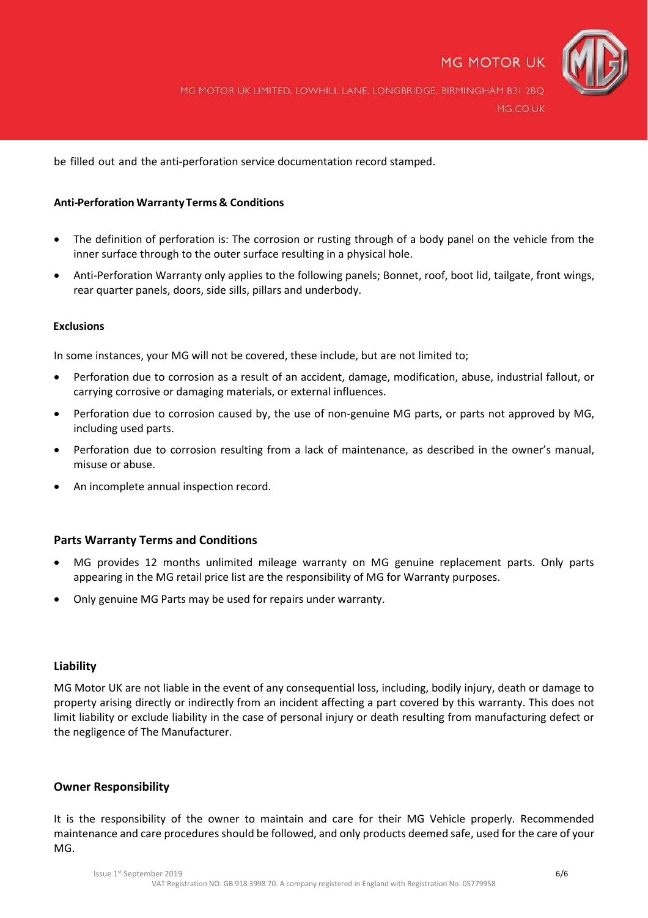be filled out and the anti-perforation service documentation record stamped.

#### Anti-Perforation Warranty Terms & Conditions

- The definition of perforation is: The corrosion or rusting through of a body panel on the vehicle from the inner surface through to the outer surface resulting in a physical hole.
- Anti-Perforation Warranty only applies to the following panels; Bonnet, roof, boot lid, tailgate, front wings, rear quarter panels, doors, side sills, pillars and underbody.

#### Exclusions

In some instances, your MG will not be covered, these include, but are not limited to;

- Perforation due to corrosion as a result of an accident, damage, modification, abuse, industrial fallout, or carrying corrosive or damaging materials, or external influences.
- Perforation due to corrosion caused by, the use of non-genuine MG parts, or parts not approved by MG, including used parts.
- Perforation due to corrosion resulting from a lack of maintenance, as described in the owner's manual, misuse or abuse.
- An incomplete annual inspection record.

### Parts Warranty Terms and Conditions

- MG provides 12 months unlimited mileage warranty on MG genuine replacement parts. Only parts appearing in the MG retail price list are the responsibility of MG for Warranty purposes.
- Only genuine MG Parts may be used for repairs under warranty.

### Liability

MG Motor UK are not liable in the event of any consequential loss, including, bodily injury, death or damage to property arising directly or indirectly from an incident affecting a part covered by this warranty. This does not limit liability or exclude liability in the case of personal injury or death resulting from manufacturing defect or the negligence of The Manufacturer.

### Owner Responsibility

It is the responsibility of the owner to maintain and care for their MG Vehicle properly. Recommended maintenance and care procedures should be followed, and only products deemed safe, used for the care of your MG.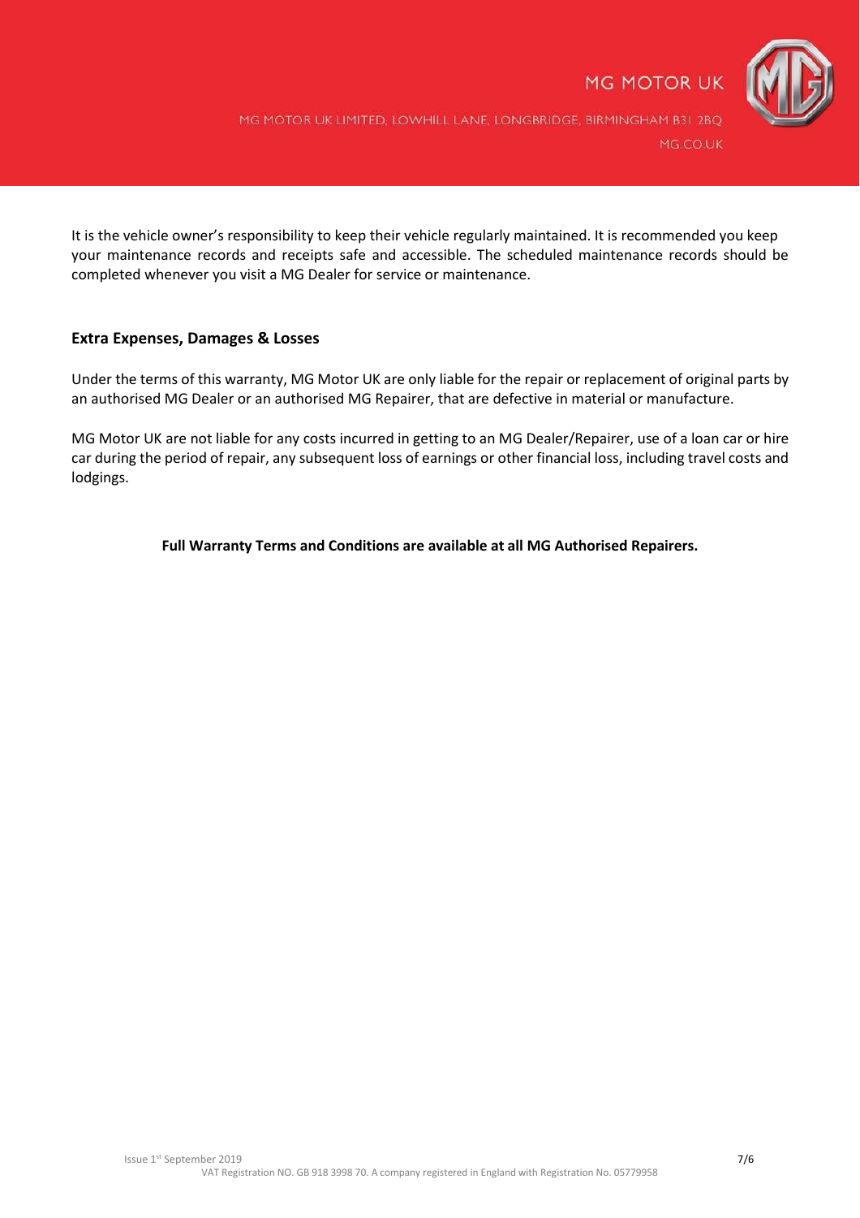It is the vehicle owner's responsibility to keep their vehicle regularly maintained. It is recommended you keep your maintenance records and receipts safe and accessible. The scheduled maintenance records should be completed whenever you visit a MG Dealer for service or maintenance.

## Extra Expenses, Damages & Losses

Under the terms of this warranty, MG Motor UK are only liable for the repair or replacement of original parts by an authorised MG Dealer or an authorised MG Repairer, that are defective in material or manufacture.

MG Motor UK are not liable for any costs incurred in getting to an MG Dealer/Repairer, use of a loan car or hire car during the period of repair, any subsequent loss of earnings or other financial loss, including travel costs and lodgings.

**Full Warranty Terms and Conditions are available at all MG Authorised Repairers.**